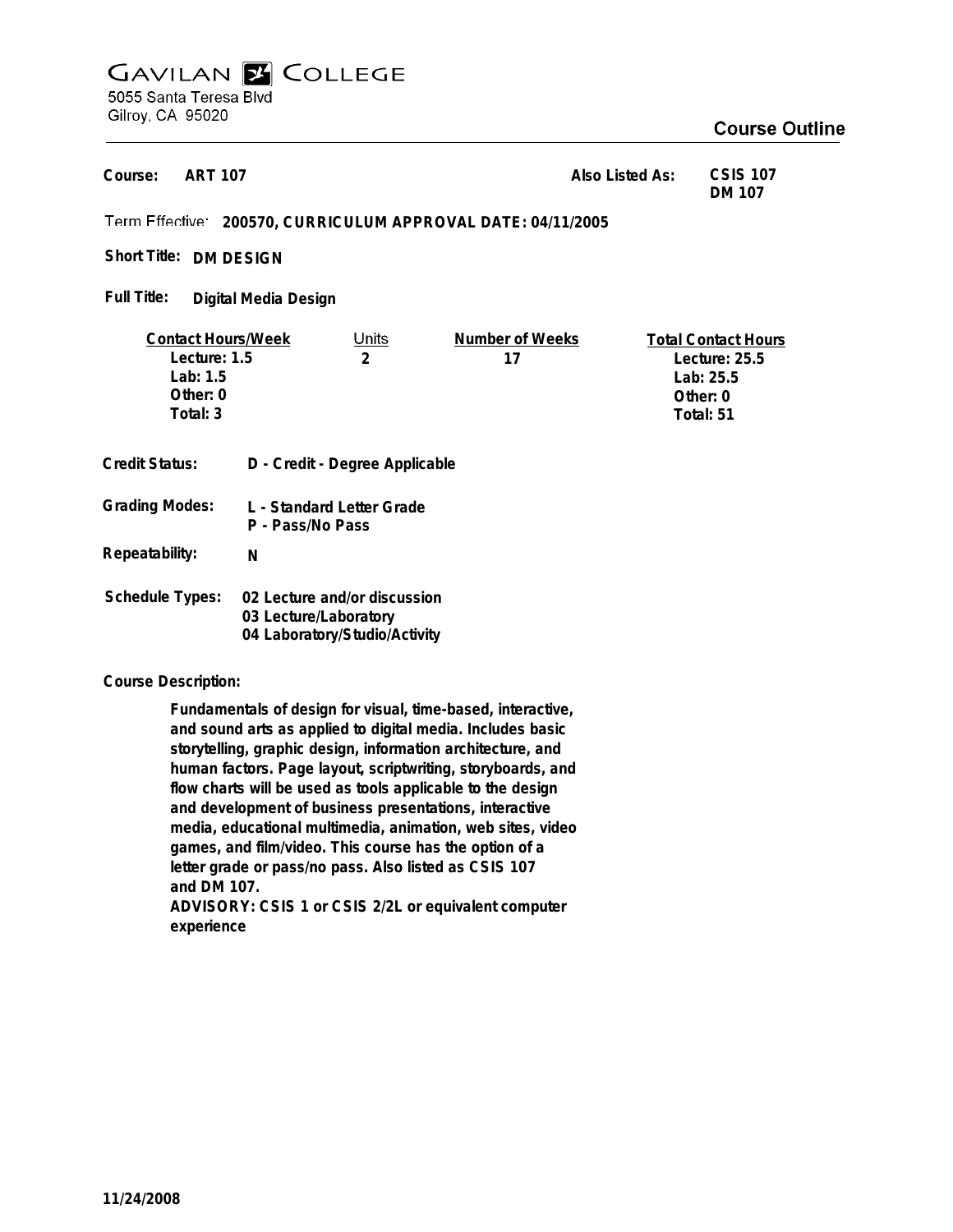# GAVILAN COLLEGE

5055 Santa Teresa Blvd
Gilroy, CA 95020

## Course Outline

**Course:** ART 107

**Also Listed As:** CSIS 107, DM 107

**Term Effective:** 200570, CURRICULUM APPROVAL DATE: 04/11/2005

**Short Title:** DM DESIGN

**Full Title:** Digital Media Design

| Contact Hours/Week | Units | Number of Weeks | Total Contact Hours |
|---|---|---|---|
| Lecture: 1.5 | 2 | 17 | Lecture: 25.5 |
| Lab: 1.5 | | | Lab: 25.5 |
| Other: 0 | | | Other: 0 |
| Total: 3 | | | Total: 51 |

**Credit Status:** D - Credit - Degree Applicable

**Grading Modes:** L - Standard Letter Grade; P - Pass/No Pass

**Repeatability:** N

**Schedule Types:**
- 02 Lecture and/or discussion
- 03 Lecture/Laboratory
- 04 Laboratory/Studio/Activity

**Course Description:**

Fundamentals of design for visual, time-based, interactive, and sound arts as applied to digital media. Includes basic storytelling, graphic design, information architecture, and human factors. Page layout, scriptwriting, storyboards, and flow charts will be used as tools applicable to the design and development of business presentations, interactive media, educational multimedia, animation, web sites, video games, and film/video. This course has the option of a letter grade or pass/no pass. Also listed as CSIS 107 and DM 107.

ADVISORY: CSIS 1 or CSIS 2/2L or equivalent computer experience

11/24/2008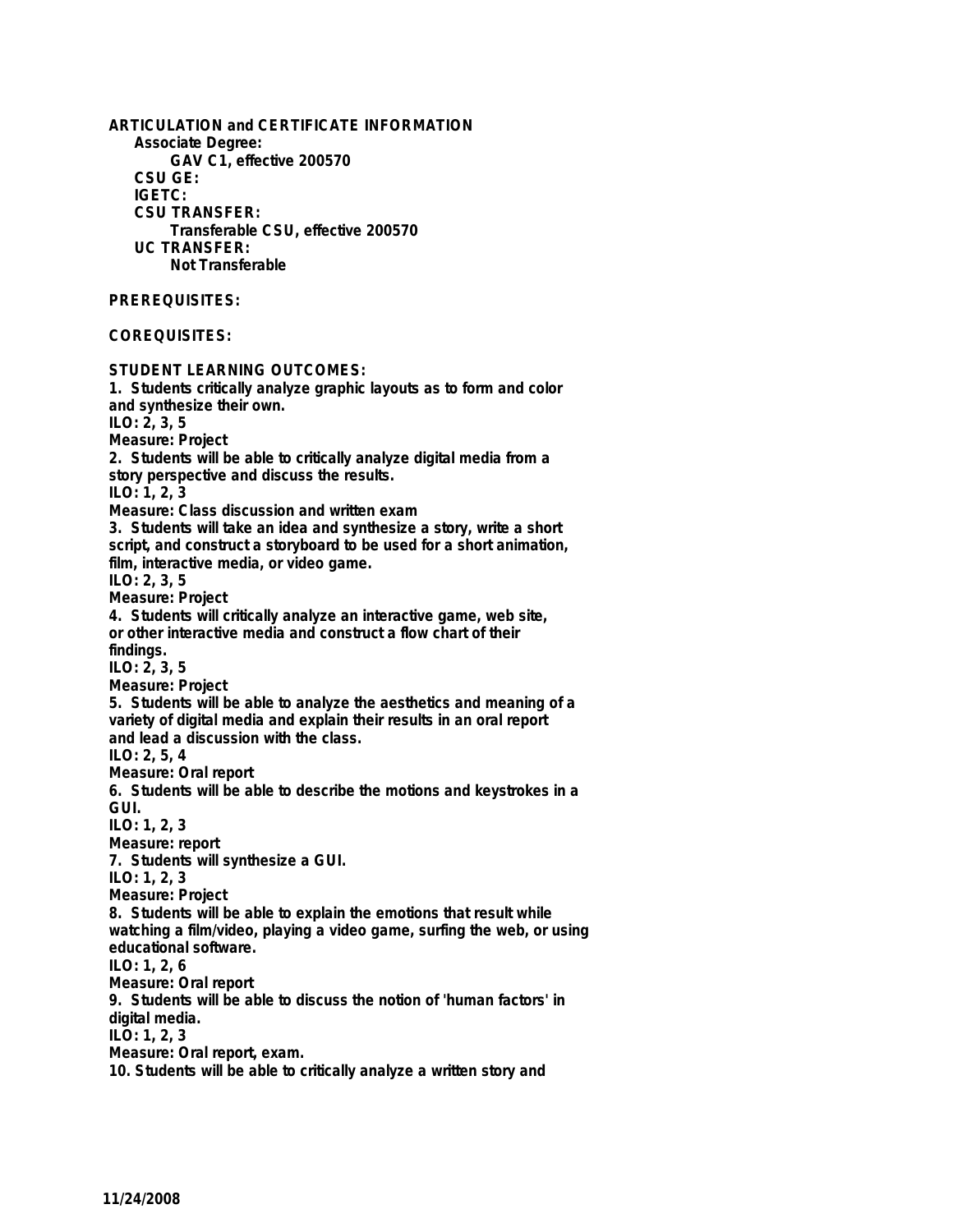**ARTICULATION and CERTIFICATE INFORMATION**

**Associate Degree:**

**GAV C1, effective 200570**

**CSU GE:**

**IGETC:**

**CSU TRANSFER:**

**Transferable CSU, effective 200570**

**UC TRANSFER:**

**Not Transferable**

**PREREQUISITES:**

**COREQUISITES:**

**STUDENT LEARNING OUTCOMES:**

**1. Students critically analyze graphic layouts as to form and color and synthesize their own.**
**ILO: 2, 3, 5**
**Measure: Project**

**2. Students will be able to critically analyze digital media from a story perspective and discuss the results.**
**ILO: 1, 2, 3**
**Measure: Class discussion and written exam**

**3. Students will take an idea and synthesize a story, write a short script, and construct a storyboard to be used for a short animation, film, interactive media, or video game.**
**ILO: 2, 3, 5**
**Measure: Project**

**4. Students will critically analyze an interactive game, web site, or other interactive media and construct a flow chart of their findings.**
**ILO: 2, 3, 5**
**Measure: Project**

**5. Students will be able to analyze the aesthetics and meaning of a variety of digital media and explain their results in an oral report and lead a discussion with the class.**
**ILO: 2, 5, 4**
**Measure: Oral report**

**6. Students will be able to describe the motions and keystrokes in a GUI.**
**ILO: 1, 2, 3**
**Measure: report**

**7. Students will synthesize a GUI.**
**ILO: 1, 2, 3**
**Measure: Project**

**8. Students will be able to explain the emotions that result while watching a film/video, playing a video game, surfing the web, or using educational software.**
**ILO: 1, 2, 6**
**Measure: Oral report**

**9. Students will be able to discuss the notion of 'human factors' in digital media.**
**ILO: 1, 2, 3**
**Measure: Oral report, exam.**

**10. Students will be able to critically analyze a written story and**

**11/24/2008**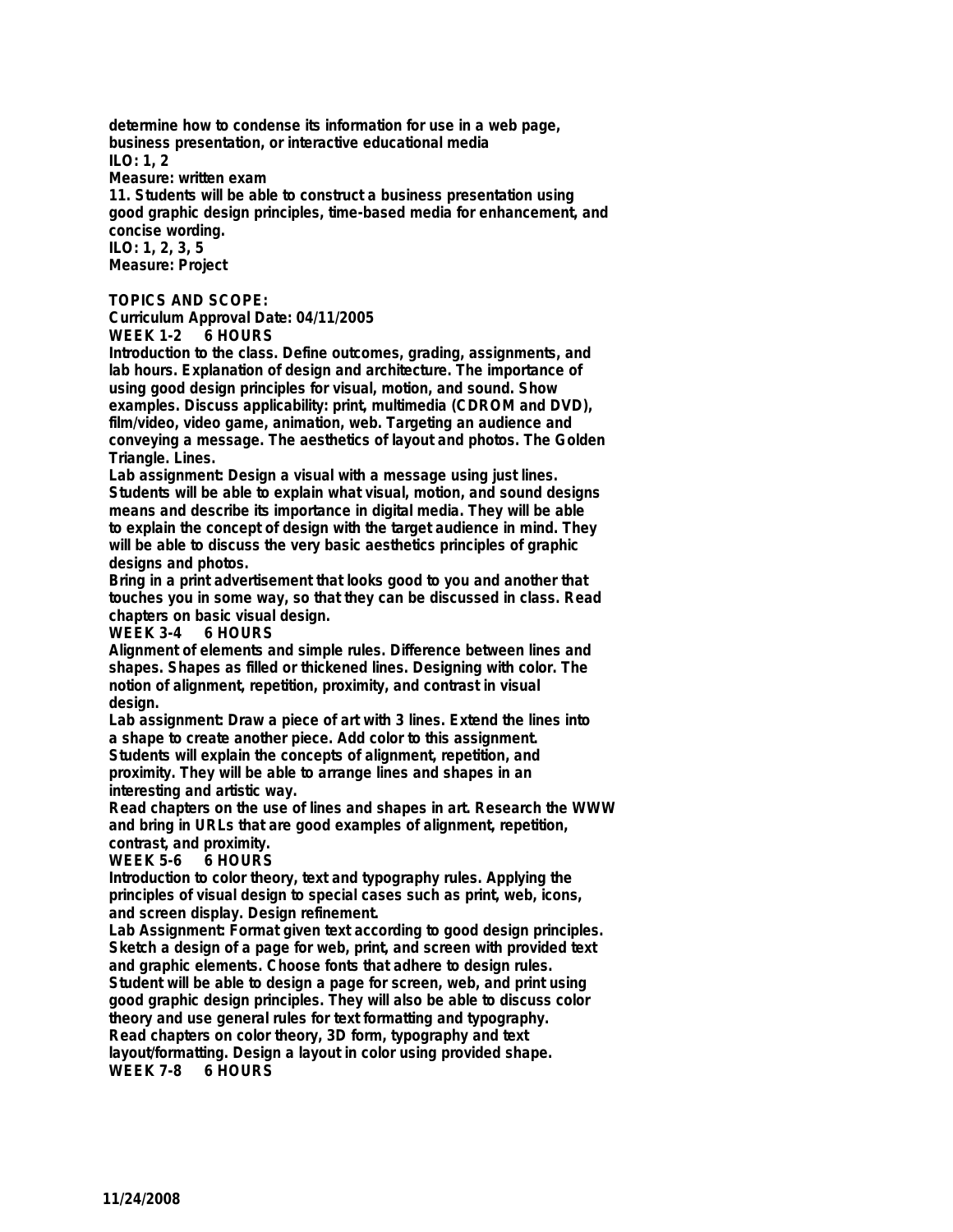determine how to condense its information for use in a web page, business presentation, or interactive educational media
ILO: 1, 2
Measure: written exam

11. Students will be able to construct a business presentation using good graphic design principles, time-based media for enhancement, and concise wording.
ILO: 1, 2, 3, 5
Measure: Project

**TOPICS AND SCOPE:**

Curriculum Approval Date: 04/11/2005

**WEEK 1-2 6 HOURS**

Introduction to the class. Define outcomes, grading, assignments, and lab hours. Explanation of design and architecture. The importance of using good design principles for visual, motion, and sound. Show examples. Discuss applicability: print, multimedia (CDROM and DVD), film/video, video game, animation, web. Targeting an audience and conveying a message. The aesthetics of layout and photos. The Golden Triangle. Lines.

Lab assignment: Design a visual with a message using just lines.

Students will be able to explain what visual, motion, and sound designs means and describe its importance in digital media. They will be able to explain the concept of design with the target audience in mind. They will be able to discuss the very basic aesthetics principles of graphic designs and photos.

Bring in a print advertisement that looks good to you and another that touches you in some way, so that they can be discussed in class. Read chapters on basic visual design.

**WEEK 3-4 6 HOURS**

Alignment of elements and simple rules. Difference between lines and shapes. Shapes as filled or thickened lines. Designing with color. The notion of alignment, repetition, proximity, and contrast in visual design.

Lab assignment: Draw a piece of art with 3 lines. Extend the lines into a shape to create another piece. Add color to this assignment.

Students will explain the concepts of alignment, repetition, and proximity. They will be able to arrange lines and shapes in an interesting and artistic way.

Read chapters on the use of lines and shapes in art. Research the WWW and bring in URLs that are good examples of alignment, repetition, contrast, and proximity.

**WEEK 5-6 6 HOURS**

Introduction to color theory, text and typography rules. Applying the principles of visual design to special cases such as print, web, icons, and screen display. Design refinement.

Lab Assignment: Format given text according to good design principles. Sketch a design of a page for web, print, and screen with provided text and graphic elements. Choose fonts that adhere to design rules.

Student will be able to design a page for screen, web, and print using good graphic design principles. They will also be able to discuss color theory and use general rules for text formatting and typography.

Read chapters on color theory, 3D form, typography and text layout/formatting. Design a layout in color using provided shape.

**WEEK 7-8 6 HOURS**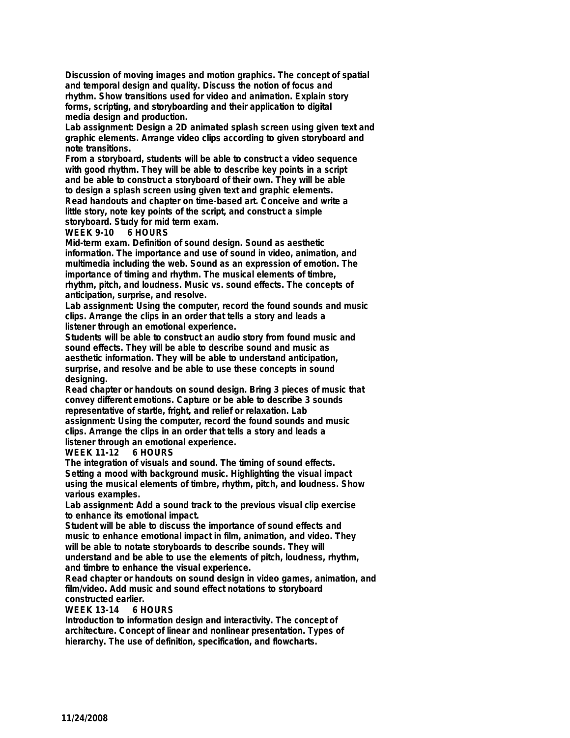**Discussion of moving images and motion graphics. The concept of spatial and temporal design and quality. Discuss the notion of focus and rhythm. Show transitions used for video and animation. Explain story forms, scripting, and storyboarding and their application to digital media design and production.**

**Lab assignment: Design a 2D animated splash screen using given text and graphic elements. Arrange video clips according to given storyboard and note transitions.**

**From a storyboard, students will be able to construct a video sequence with good rhythm. They will be able to describe key points in a script and be able to construct a storyboard of their own. They will be able to design a splash screen using given text and graphic elements.**

**Read handouts and chapter on time-based art. Conceive and write a little story, note key points of the script, and construct a simple storyboard. Study for mid term exam.**

**WEEK 9-10 6 HOURS**

**Mid-term exam. Definition of sound design. Sound as aesthetic information. The importance and use of sound in video, animation, and multimedia including the web. Sound as an expression of emotion. The importance of timing and rhythm. The musical elements of timbre, rhythm, pitch, and loudness. Music vs. sound effects. The concepts of anticipation, surprise, and resolve.**

**Lab assignment: Using the computer, record the found sounds and music clips. Arrange the clips in an order that tells a story and leads a listener through an emotional experience.**

**Students will be able to construct an audio story from found music and sound effects. They will be able to describe sound and music as aesthetic information. They will be able to understand anticipation, surprise, and resolve and be able to use these concepts in sound designing.**

**Read chapter or handouts on sound design. Bring 3 pieces of music that convey different emotions. Capture or be able to describe 3 sounds representative of startle, fright, and relief or relaxation. Lab assignment: Using the computer, record the found sounds and music clips. Arrange the clips in an order that tells a story and leads a listener through an emotional experience.**

**WEEK 11-12 6 HOURS**

**The integration of visuals and sound. The timing of sound effects. Setting a mood with background music. Highlighting the visual impact using the musical elements of timbre, rhythm, pitch, and loudness. Show various examples.**

**Lab assignment: Add a sound track to the previous visual clip exercise to enhance its emotional impact.**

**Student will be able to discuss the importance of sound effects and music to enhance emotional impact in film, animation, and video. They will be able to notate storyboards to describe sounds. They will understand and be able to use the elements of pitch, loudness, rhythm, and timbre to enhance the visual experience.**

**Read chapter or handouts on sound design in video games, animation, and film/video. Add music and sound effect notations to storyboard constructed earlier.**

**WEEK 13-14 6 HOURS**

**Introduction to information design and interactivity. The concept of architecture. Concept of linear and nonlinear presentation. Types of hierarchy. The use of definition, specification, and flowcharts.**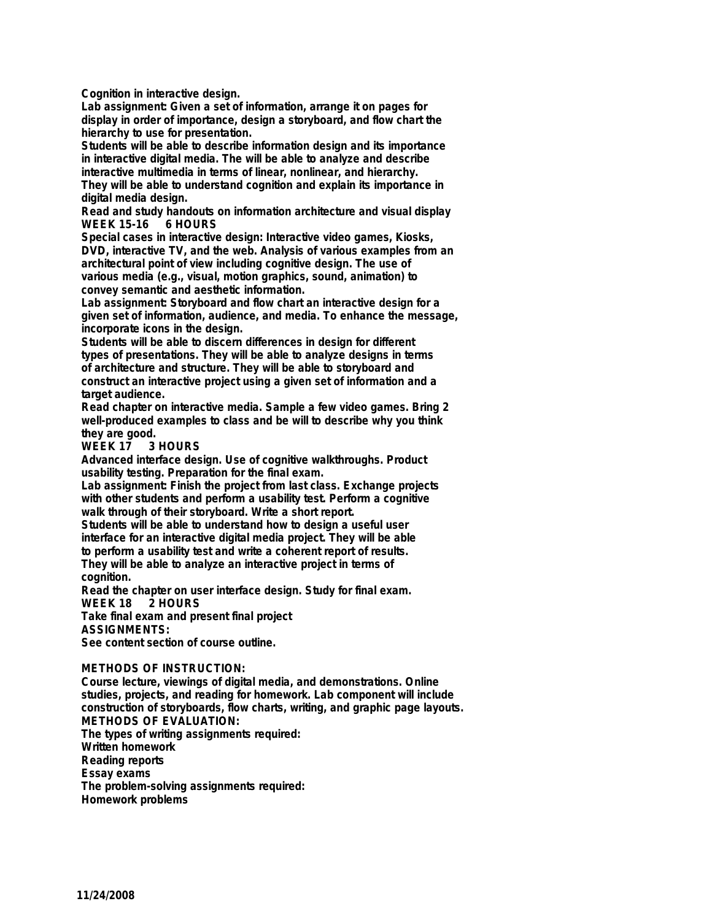Cognition in interactive design.

Lab assignment: Given a set of information, arrange it on pages for display in order of importance, design a storyboard, and flow chart the hierarchy to use for presentation.

Students will be able to describe information design and its importance in interactive digital media. The will be able to analyze and describe interactive multimedia in terms of linear, nonlinear, and hierarchy. They will be able to understand cognition and explain its importance in digital media design.

Read and study handouts on information architecture and visual display

**WEEK 15-16 6 HOURS**

Special cases in interactive design: Interactive video games, Kiosks, DVD, interactive TV, and the web. Analysis of various examples from an architectural point of view including cognitive design. The use of various media (e.g., visual, motion graphics, sound, animation) to convey semantic and aesthetic information.

Lab assignment: Storyboard and flow chart an interactive design for a given set of information, audience, and media. To enhance the message, incorporate icons in the design.

Students will be able to discern differences in design for different types of presentations. They will be able to analyze designs in terms of architecture and structure. They will be able to storyboard and construct an interactive project using a given set of information and a target audience.

Read chapter on interactive media. Sample a few video games. Bring 2 well-produced examples to class and be will to describe why you think they are good.

**WEEK 17 3 HOURS**

Advanced interface design. Use of cognitive walkthroughs. Product usability testing. Preparation for the final exam.

Lab assignment: Finish the project from last class. Exchange projects with other students and perform a usability test. Perform a cognitive walk through of their storyboard. Write a short report.

Students will be able to understand how to design a useful user interface for an interactive digital media project. They will be able to perform a usability test and write a coherent report of results. They will be able to analyze an interactive project in terms of cognition.

Read the chapter on user interface design. Study for final exam.

**WEEK 18 2 HOURS**

Take final exam and present final project

**ASSIGNMENTS:**

See content section of course outline.

**METHODS OF INSTRUCTION:**

Course lecture, viewings of digital media, and demonstrations. Online studies, projects, and reading for homework. Lab component will include construction of storyboards, flow charts, writing, and graphic page layouts.

**METHODS OF EVALUATION:**

The types of writing assignments required:
Written homework
Reading reports
Essay exams

The problem-solving assignments required:
Homework problems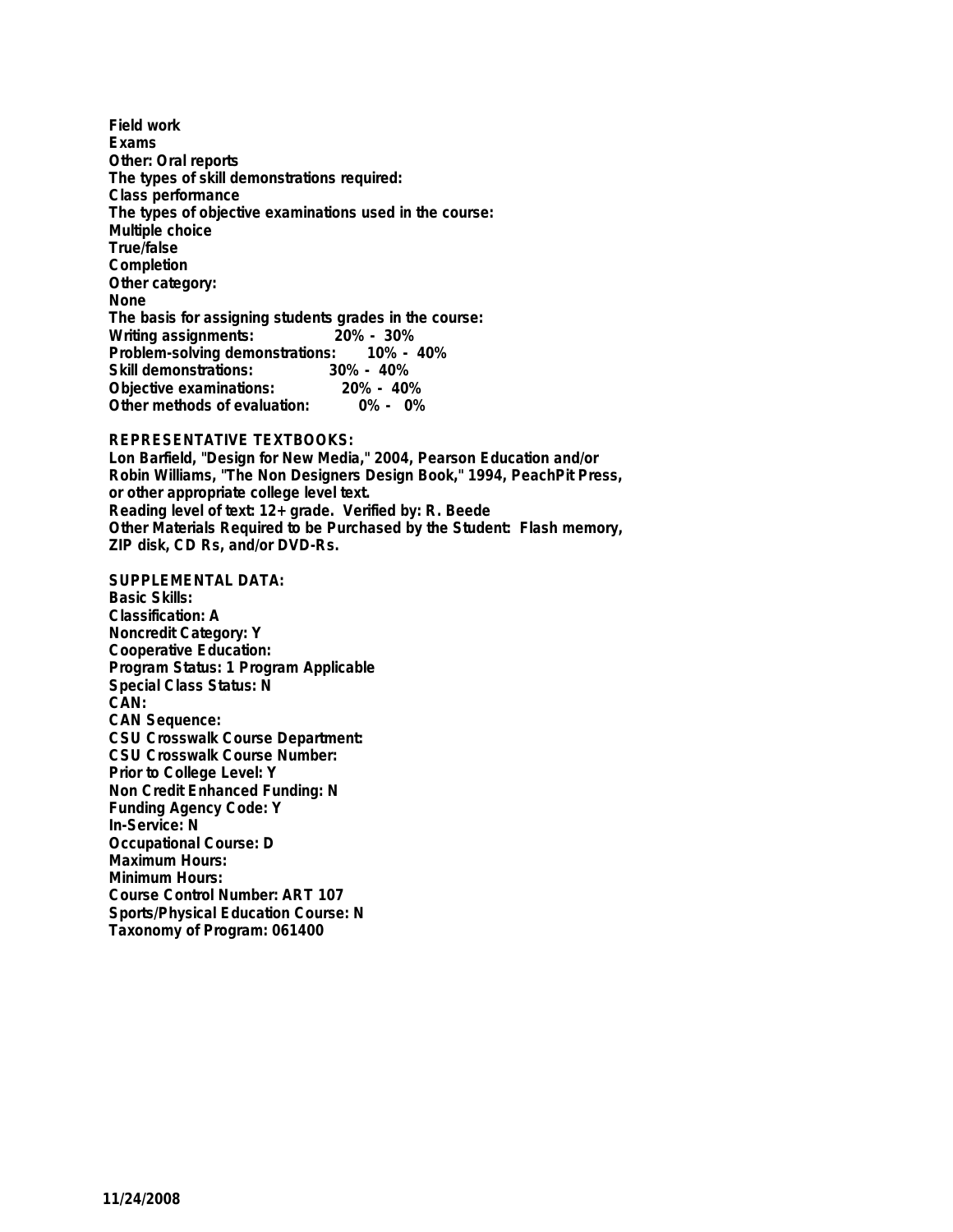**Field work**
**Exams**
**Other: Oral reports**
**The types of skill demonstrations required:**
**Class performance**
**The types of objective examinations used in the course:**
**Multiple choice**
**True/false**
**Completion**
**Other category:**
**None**
**The basis for assigning students grades in the course:**
**Writing assignments: 20% - 30%**
**Problem-solving demonstrations: 10% - 40%**
**Skill demonstrations: 30% - 40%**
**Objective examinations: 20% - 40%**
**Other methods of evaluation: 0% - 0%**

**REPRESENTATIVE TEXTBOOKS:**
**Lon Barfield, "Design for New Media," 2004, Pearson Education and/or Robin Williams, "The Non Designers Design Book," 1994, PeachPit Press, or other appropriate college level text.**
**Reading level of text: 12+ grade. Verified by: R. Beede**
**Other Materials Required to be Purchased by the Student: Flash memory, ZIP disk, CD Rs, and/or DVD-Rs.**

**SUPPLEMENTAL DATA:**
**Basic Skills:**
**Classification: A**
**Noncredit Category: Y**
**Cooperative Education:**
**Program Status: 1 Program Applicable**
**Special Class Status: N**
**CAN:**
**CAN Sequence:**
**CSU Crosswalk Course Department:**
**CSU Crosswalk Course Number:**
**Prior to College Level: Y**
**Non Credit Enhanced Funding: N**
**Funding Agency Code: Y**
**In-Service: N**
**Occupational Course: D**
**Maximum Hours:**
**Minimum Hours:**
**Course Control Number: ART 107**
**Sports/Physical Education Course: N**
**Taxonomy of Program: 061400**